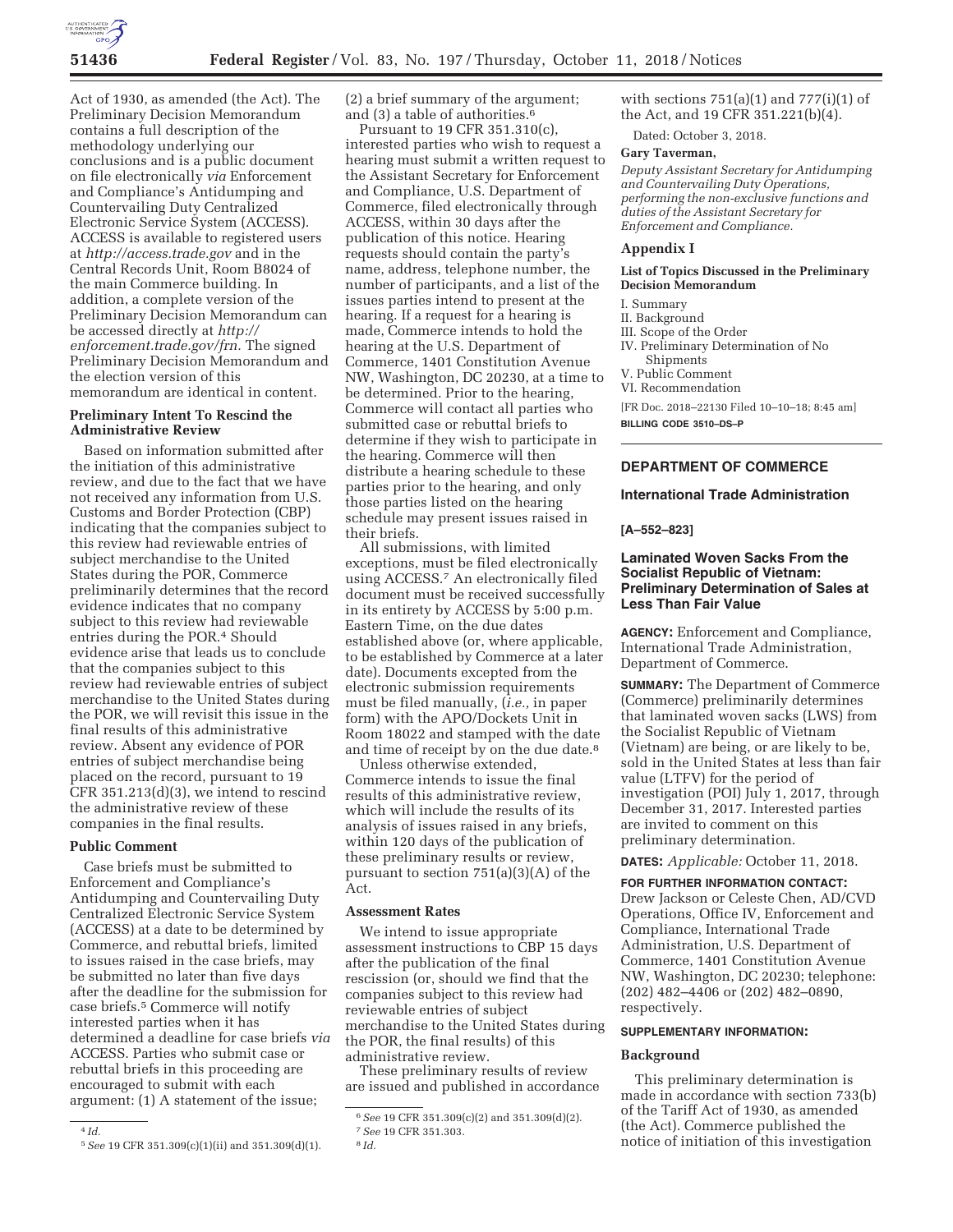Act of 1930, as amended (the Act). The Preliminary Decision Memorandum contains a full description of the methodology underlying our conclusions and is a public document on file electronically *via* Enforcement and Compliance's Antidumping and Countervailing Duty Centralized Electronic Service System (ACCESS). ACCESS is available to registered users at *http://access.trade.gov* and in the Central Records Unit, Room B8024 of the main Commerce building. In addition, a complete version of the Preliminary Decision Memorandum can be accessed directly at *http://enforcement.trade.gov/frn.* The signed Preliminary Decision Memorandum and the election version of this memorandum are identical in content.

**Preliminary Intent To Rescind the Administrative Review**

Based on information submitted after the initiation of this administrative review, and due to the fact that we have not received any information from U.S. Customs and Border Protection (CBP) indicating that the companies subject to this review had reviewable entries of subject merchandise to the United States during the POR, Commerce preliminarily determines that the record evidence indicates that no company subject to this review had reviewable entries during the POR.[4] Should evidence arise that leads us to conclude that the companies subject to this review had reviewable entries of subject merchandise to the United States during the POR, we will revisit this issue in the final results of this administrative review. Absent any evidence of POR entries of subject merchandise being placed on the record, pursuant to 19 CFR 351.213(d)(3), we intend to rescind the administrative review of these companies in the final results.

**Public Comment**

Case briefs must be submitted to Enforcement and Compliance's Antidumping and Countervailing Duty Centralized Electronic Service System (ACCESS) at a date to be determined by Commerce, and rebuttal briefs, limited to issues raised in the case briefs, may be submitted no later than five days after the deadline for the submission for case briefs.[5] Commerce will notify interested parties when it has determined a deadline for case briefs *via* ACCESS. Parties who submit case or rebuttal briefs in this proceeding are encouraged to submit with each argument: (1) A statement of the issue; (2) a brief summary of the argument; and (3) a table of authorities.[6]

Pursuant to 19 CFR 351.310(c), interested parties who wish to request a hearing must submit a written request to the Assistant Secretary for Enforcement and Compliance, U.S. Department of Commerce, filed electronically through ACCESS, within 30 days after the publication of this notice. Hearing requests should contain the party's name, address, telephone number, the number of participants, and a list of the issues parties intend to present at the hearing. If a request for a hearing is made, Commerce intends to hold the hearing at the U.S. Department of Commerce, 1401 Constitution Avenue NW, Washington, DC 20230, at a time to be determined. Prior to the hearing, Commerce will contact all parties who submitted case or rebuttal briefs to determine if they wish to participate in the hearing. Commerce will then distribute a hearing schedule to these parties prior to the hearing, and only those parties listed on the hearing schedule may present issues raised in their briefs.

All submissions, with limited exceptions, must be filed electronically using ACCESS.[7] An electronically filed document must be received successfully in its entirety by ACCESS by 5:00 p.m. Eastern Time, on the due dates established above (or, where applicable, to be established by Commerce at a later date). Documents excepted from the electronic submission requirements must be filed manually, (*i.e.,* in paper form) with the APO/Dockets Unit in Room 18022 and stamped with the date and time of receipt by on the due date.[8]

Unless otherwise extended, Commerce intends to issue the final results of this administrative review, which will include the results of its analysis of issues raised in any briefs, within 120 days of the publication of these preliminary results or review, pursuant to section 751(a)(3)(A) of the Act.

**Assessment Rates**

We intend to issue appropriate assessment instructions to CBP 15 days after the publication of the final rescission (or, should we find that the companies subject to this review had reviewable entries of subject merchandise to the United States during the POR, the final results) of this administrative review.

These preliminary results of review are issued and published in accordance with sections 751(a)(1) and 777(i)(1) of the Act, and 19 CFR 351.221(b)(4).

Dated: October 3, 2018.

**Gary Taverman,**

*Deputy Assistant Secretary for Antidumping and Countervailing Duty Operations, performing the non-exclusive functions and duties of the Assistant Secretary for Enforcement and Compliance.*

**Appendix I**

**List of Topics Discussed in the Preliminary Decision Memorandum**

I. Summary
II. Background
III. Scope of the Order
IV. Preliminary Determination of No Shipments
V. Public Comment
VI. Recommendation

[FR Doc. 2018–22130 Filed 10–10–18; 8:45 am]

**BILLING CODE 3510–DS–P**

---

**DEPARTMENT OF COMMERCE**

**International Trade Administration**

**[A–552–823]**

## Laminated Woven Sacks From the Socialist Republic of Vietnam: Preliminary Determination of Sales at Less Than Fair Value

**AGENCY:** Enforcement and Compliance, International Trade Administration, Department of Commerce.

**SUMMARY:** The Department of Commerce (Commerce) preliminarily determines that laminated woven sacks (LWS) from the Socialist Republic of Vietnam (Vietnam) are being, or are likely to be, sold in the United States at less than fair value (LTFV) for the period of investigation (POI) July 1, 2017, through December 31, 2017. Interested parties are invited to comment on this preliminary determination.

**DATES:** *Applicable:* October 11, 2018.

**FOR FURTHER INFORMATION CONTACT:** Drew Jackson or Celeste Chen, AD/CVD Operations, Office IV, Enforcement and Compliance, International Trade Administration, U.S. Department of Commerce, 1401 Constitution Avenue NW, Washington, DC 20230; telephone: (202) 482–4406 or (202) 482–0890, respectively.

**SUPPLEMENTARY INFORMATION:**

**Background**

This preliminary determination is made in accordance with section 733(b) of the Tariff Act of 1930, as amended (the Act). Commerce published the notice of initiation of this investigation

---

[4] *Id.*

[5] *See* 19 CFR 351.309(c)(1)(ii) and 351.309(d)(1).

[6] *See* 19 CFR 351.309(c)(2) and 351.309(d)(2).

[7] *See* 19 CFR 351.303.

[8] *Id.*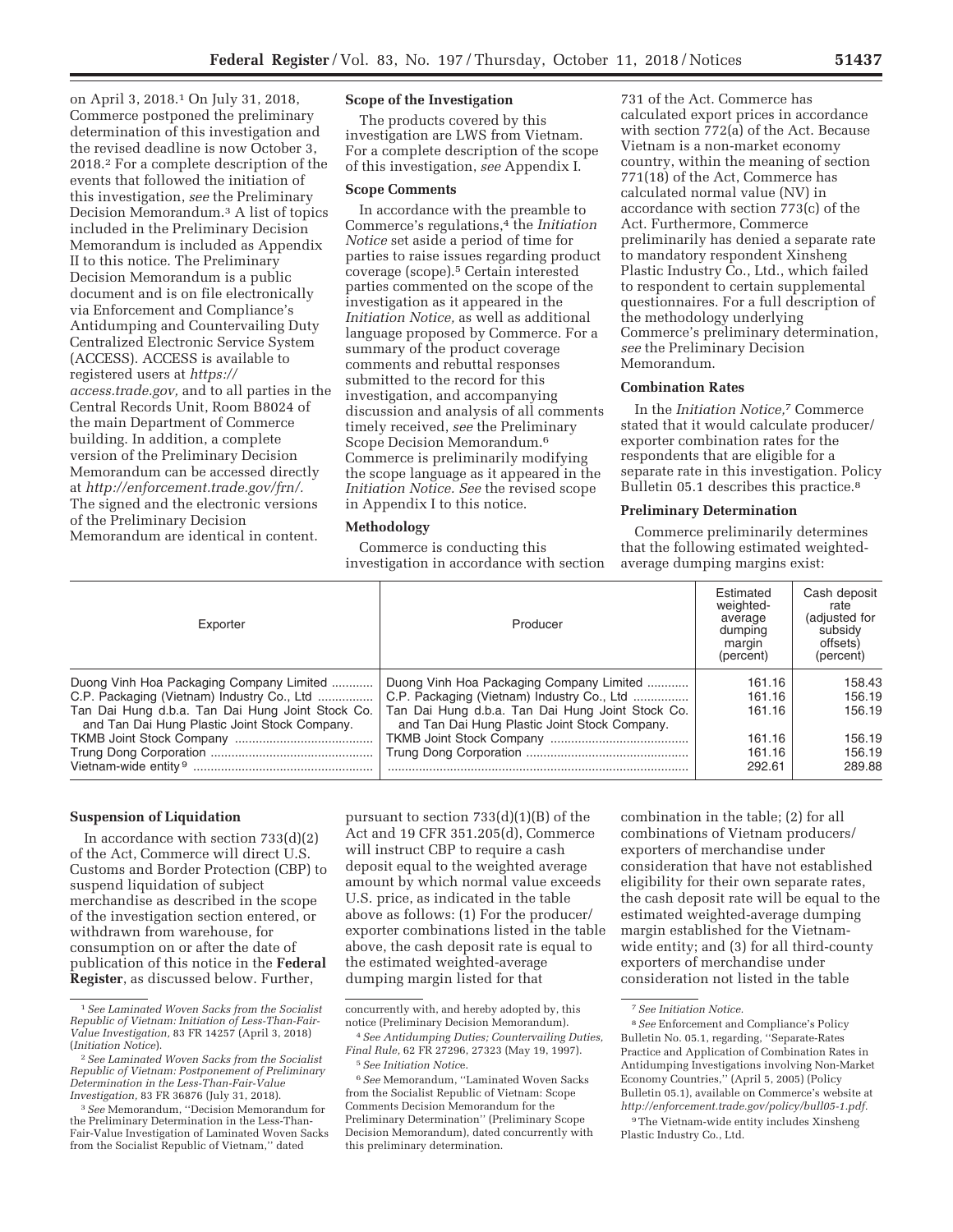on April 3, 2018.[1] On July 31, 2018, Commerce postponed the preliminary determination of this investigation and the revised deadline is now October 3, 2018.[2] For a complete description of the events that followed the initiation of this investigation, *see* the Preliminary Decision Memorandum.[3] A list of topics included in the Preliminary Decision Memorandum is included as Appendix II to this notice. The Preliminary Decision Memorandum is a public document and is on file electronically via Enforcement and Compliance's Antidumping and Countervailing Duty Centralized Electronic Service System (ACCESS). ACCESS is available to registered users at *https://access.trade.gov,* and to all parties in the Central Records Unit, Room B8024 of the main Department of Commerce building. In addition, a complete version of the Preliminary Decision Memorandum can be accessed directly at *http://enforcement.trade.gov/frn/.* The signed and the electronic versions of the Preliminary Decision Memorandum are identical in content.

**Scope of the Investigation**

The products covered by this investigation are LWS from Vietnam. For a complete description of the scope of this investigation, *see* Appendix I.

**Scope Comments**

In accordance with the preamble to Commerce's regulations,[4] the *Initiation Notice* set aside a period of time for parties to raise issues regarding product coverage (scope).[5] Certain interested parties commented on the scope of the investigation as it appeared in the *Initiation Notice,* as well as additional language proposed by Commerce. For a summary of the product coverage comments and rebuttal responses submitted to the record for this investigation, and accompanying discussion and analysis of all comments timely received, *see* the Preliminary Scope Decision Memorandum.[6] Commerce is preliminarily modifying the scope language as it appeared in the *Initiation Notice. See* the revised scope in Appendix I to this notice.

**Methodology**

Commerce is conducting this investigation in accordance with section 731 of the Act. Commerce has calculated export prices in accordance with section 772(a) of the Act. Because Vietnam is a non-market economy country, within the meaning of section 771(18) of the Act, Commerce has calculated normal value (NV) in accordance with section 773(c) of the Act. Furthermore, Commerce preliminarily has denied a separate rate to mandatory respondent Xinsheng Plastic Industry Co., Ltd., which failed to respondent to certain supplemental questionnaires. For a full description of the methodology underlying Commerce's preliminary determination, *see* the Preliminary Decision Memorandum.

**Combination Rates**

In the *Initiation Notice,*[7] Commerce stated that it would calculate producer/exporter combination rates for the respondents that are eligible for a separate rate in this investigation. Policy Bulletin 05.1 describes this practice.[8]

**Preliminary Determination**

Commerce preliminarily determines that the following estimated weighted-average dumping margins exist:

| Exporter | Producer | Estimated weighted-average dumping margin (percent) | Cash deposit rate (adjusted for subsidy offsets) (percent) |
|---|---|---|---|
| Duong Vinh Hoa Packaging Company Limited | Duong Vinh Hoa Packaging Company Limited | 161.16 | 158.43 |
| C.P. Packaging (Vietnam) Industry Co., Ltd | C.P. Packaging (Vietnam) Industry Co., Ltd | 161.16 | 156.19 |
| Tan Dai Hung d.b.a. Tan Dai Hung Joint Stock Co. and Tan Dai Hung Plastic Joint Stock Company. | Tan Dai Hung d.b.a. Tan Dai Hung Joint Stock Co. and Tan Dai Hung Plastic Joint Stock Company. | 161.16 | 156.19 |
| TKMB Joint Stock Company | TKMB Joint Stock Company | 161.16 | 156.19 |
| Trung Dong Corporation | Trung Dong Corporation | 161.16 | 156.19 |
| Vietnam-wide entity[9] | | 292.61 | 289.88 |

**Suspension of Liquidation**

In accordance with section 733(d)(2) of the Act, Commerce will direct U.S. Customs and Border Protection (CBP) to suspend liquidation of subject merchandise as described in the scope of the investigation section entered, or withdrawn from warehouse, for consumption on or after the date of publication of this notice in the **Federal Register**, as discussed below. Further, pursuant to section 733(d)(1)(B) of the Act and 19 CFR 351.205(d), Commerce will instruct CBP to require a cash deposit equal to the weighted average amount by which normal value exceeds U.S. price, as indicated in the table above as follows: (1) For the producer/exporter combinations listed in the table above, the cash deposit rate is equal to the estimated weighted-average dumping margin listed for that combination in the table; (2) for all combinations of Vietnam producers/exporters of merchandise under consideration that have not established eligibility for their own separate rates, the cash deposit rate will be equal to the estimated weighted-average dumping margin established for the Vietnam-wide entity; and (3) for all third-county exporters of merchandise under consideration not listed in the table

---

[1] *See Laminated Woven Sacks from the Socialist Republic of Vietnam: Initiation of Less-Than-Fair-Value Investigation,* 83 FR 14257 (April 3, 2018) (*Initiation Notice*).

[2] *See Laminated Woven Sacks from the Socialist Republic of Vietnam: Postponement of Preliminary Determination in the Less-Than-Fair-Value Investigation,* 83 FR 36876 (July 31, 2018).

[3] *See* Memorandum, "Decision Memorandum for the Preliminary Determination in the Less-Than-Fair-Value Investigation of Laminated Woven Sacks from the Socialist Republic of Vietnam," dated concurrently with, and hereby adopted by, this notice (Preliminary Decision Memorandum).

[4] *See Antidumping Duties; Countervailing Duties, Final Rule,* 62 FR 27296, 27323 (May 19, 1997).

[5] *See Initiation Notice.*

[6] *See* Memorandum, "Laminated Woven Sacks from the Socialist Republic of Vietnam: Scope Comments Decision Memorandum for the Preliminary Determination" (Preliminary Scope Decision Memorandum), dated concurrently with this preliminary determination.

[7] *See Initiation Notice.*

[8] *See* Enforcement and Compliance's Policy Bulletin No. 05.1, regarding, "Separate-Rates Practice and Application of Combination Rates in Antidumping Investigations involving Non-Market Economy Countries," (April 5, 2005) (Policy Bulletin 05.1), available on Commerce's website at *http://enforcement.trade.gov/policy/bull05-1.pdf*.

[9] The Vietnam-wide entity includes Xinsheng Plastic Industry Co., Ltd.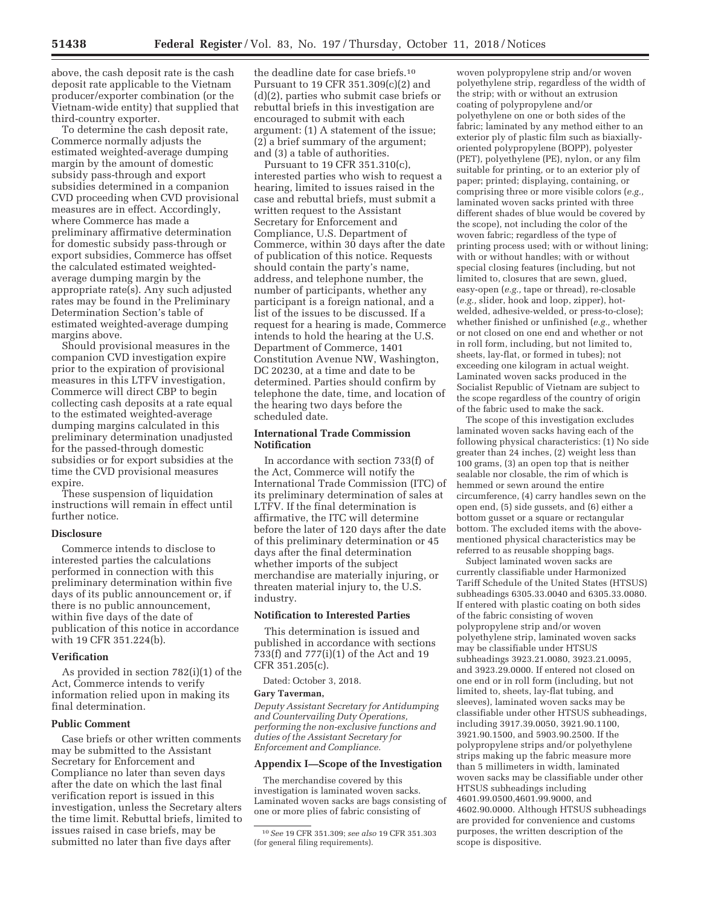above, the cash deposit rate is the cash deposit rate applicable to the Vietnam producer/exporter combination (or the Vietnam-wide entity) that supplied that third-country exporter.

To determine the cash deposit rate, Commerce normally adjusts the estimated weighted-average dumping margin by the amount of domestic subsidy pass-through and export subsidies determined in a companion CVD proceeding when CVD provisional measures are in effect. Accordingly, where Commerce has made a preliminary affirmative determination for domestic subsidy pass-through or export subsidies, Commerce has offset the calculated estimated weighted-average dumping margin by the appropriate rate(s). Any such adjusted rates may be found in the Preliminary Determination Section's table of estimated weighted-average dumping margins above.

Should provisional measures in the companion CVD investigation expire prior to the expiration of provisional measures in this LTFV investigation, Commerce will direct CBP to begin collecting cash deposits at a rate equal to the estimated weighted-average dumping margins calculated in this preliminary determination unadjusted for the passed-through domestic subsidies or for export subsidies at the time the CVD provisional measures expire.

These suspension of liquidation instructions will remain in effect until further notice.

**Disclosure**

Commerce intends to disclose to interested parties the calculations performed in connection with this preliminary determination within five days of its public announcement or, if there is no public announcement, within five days of the date of publication of this notice in accordance with 19 CFR 351.224(b).

**Verification**

As provided in section 782(i)(1) of the Act, Commerce intends to verify information relied upon in making its final determination.

**Public Comment**

Case briefs or other written comments may be submitted to the Assistant Secretary for Enforcement and Compliance no later than seven days after the date on which the last final verification report is issued in this investigation, unless the Secretary alters the time limit. Rebuttal briefs, limited to issues raised in case briefs, may be submitted no later than five days after the deadline date for case briefs.[10] Pursuant to 19 CFR 351.309(c)(2) and (d)(2), parties who submit case briefs or rebuttal briefs in this investigation are encouraged to submit with each argument: (1) A statement of the issue; (2) a brief summary of the argument; and (3) a table of authorities.

Pursuant to 19 CFR 351.310(c), interested parties who wish to request a hearing, limited to issues raised in the case and rebuttal briefs, must submit a written request to the Assistant Secretary for Enforcement and Compliance, U.S. Department of Commerce, within 30 days after the date of publication of this notice. Requests should contain the party's name, address, and telephone number, the number of participants, whether any participant is a foreign national, and a list of the issues to be discussed. If a request for a hearing is made, Commerce intends to hold the hearing at the U.S. Department of Commerce, 1401 Constitution Avenue NW, Washington, DC 20230, at a time and date to be determined. Parties should confirm by telephone the date, time, and location of the hearing two days before the scheduled date.

**International Trade Commission Notification**

In accordance with section 733(f) of the Act, Commerce will notify the International Trade Commission (ITC) of its preliminary determination of sales at LTFV. If the final determination is affirmative, the ITC will determine before the later of 120 days after the date of this preliminary determination or 45 days after the final determination whether imports of the subject merchandise are materially injuring, or threaten material injury to, the U.S. industry.

**Notification to Interested Parties**

This determination is issued and published in accordance with sections 733(f) and 777(i)(1) of the Act and 19 CFR 351.205(c).

Dated: October 3, 2018.

**Gary Taverman,**

*Deputy Assistant Secretary for Antidumping and Countervailing Duty Operations, performing the non-exclusive functions and duties of the Assistant Secretary for Enforcement and Compliance.*

**Appendix I—Scope of the Investigation**

The merchandise covered by this investigation is laminated woven sacks. Laminated woven sacks are bags consisting of one or more plies of fabric consisting of woven polypropylene strip and/or woven polyethylene strip, regardless of the width of the strip; with or without an extrusion coating of polypropylene and/or polyethylene on one or both sides of the fabric; laminated by any method either to an exterior ply of plastic film such as biaxially-oriented polypropylene (BOPP), polyester (PET), polyethylene (PE), nylon, or any film suitable for printing, or to an exterior ply of paper; printed; displaying, containing, or comprising three or more visible colors (*e.g.,* laminated woven sacks printed with three different shades of blue would be covered by the scope), not including the color of the woven fabric; regardless of the type of printing process used; with or without lining; with or without handles; with or without special closing features (including, but not limited to, closures that are sewn, glued, easy-open (*e.g.,* tape or thread), re-closable (*e.g.,* slider, hook and loop, zipper), hot-welded, adhesive-welded, or press-to-close); whether finished or unfinished (*e.g.,* whether or not closed on one end and whether or not in roll form, including, but not limited to, sheets, lay-flat, or formed in tubes); not exceeding one kilogram in actual weight. Laminated woven sacks produced in the Socialist Republic of Vietnam are subject to the scope regardless of the country of origin of the fabric used to make the sack.

The scope of this investigation excludes laminated woven sacks having each of the following physical characteristics: (1) No side greater than 24 inches, (2) weight less than 100 grams, (3) an open top that is neither sealable nor closable, the rim of which is hemmed or sewn around the entire circumference, (4) carry handles sewn on the open end, (5) side gussets, and (6) either a bottom gusset or a square or rectangular bottom. The excluded items with the above-mentioned physical characteristics may be referred to as reusable shopping bags.

Subject laminated woven sacks are currently classifiable under Harmonized Tariff Schedule of the United States (HTSUS) subheadings 6305.33.0040 and 6305.33.0080. If entered with plastic coating on both sides of the fabric consisting of woven polypropylene strip and/or woven polyethylene strip, laminated woven sacks may be classifiable under HTSUS subheadings 3923.21.0080, 3923.21.0095, and 3923.29.0000. If entered not closed on one end or in roll form (including, but not limited to, sheets, lay-flat tubing, and sleeves), laminated woven sacks may be classifiable under other HTSUS subheadings, including 3917.39.0050, 3921.90.1100, 3921.90.1500, and 5903.90.2500. If the polypropylene strips and/or polyethylene strips making up the fabric measure more than 5 millimeters in width, laminated woven sacks may be classifiable under other HTSUS subheadings including 4601.99.0500,4601.99.9000, and 4602.90.0000. Although HTSUS subheadings are provided for convenience and customs purposes, the written description of the scope is dispositive.

---

[10] *See* 19 CFR 351.309; *see also* 19 CFR 351.303 (for general filing requirements).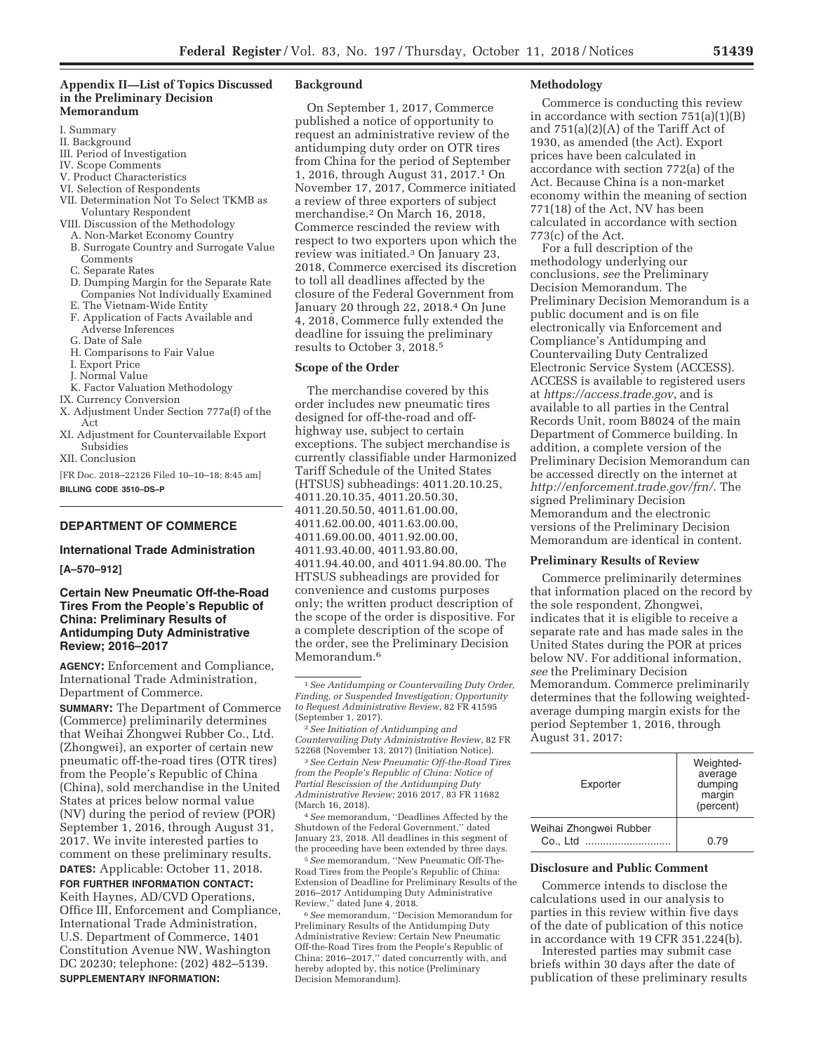## Appendix II—List of Topics Discussed in the Preliminary Decision Memorandum

I. Summary
II. Background
III. Period of Investigation
IV. Scope Comments
V. Product Characteristics
VI. Selection of Respondents
VII. Determination Not To Select TKMB as Voluntary Respondent
VIII. Discussion of the Methodology
  A. Non-Market Economy Country
  B. Surrogate Country and Surrogate Value Comments
  C. Separate Rates
  D. Dumping Margin for the Separate Rate Companies Not Individually Examined
  E. The Vietnam-Wide Entity
  F. Application of Facts Available and Adverse Inferences
  G. Date of Sale
  H. Comparisons to Fair Value
  I. Export Price
  J. Normal Value
  K. Factor Valuation Methodology
IX. Currency Conversion
X. Adjustment Under Section 777a(f) of the Act
XI. Adjustment for Countervailable Export Subsidies
XII. Conclusion

[FR Doc. 2018–22126 Filed 10–10–18; 8:45 am]

**BILLING CODE 3510–DS–P**

## DEPARTMENT OF COMMERCE

### International Trade Administration

**[A–570–912]**

### Certain New Pneumatic Off-the-Road Tires From the People's Republic of China: Preliminary Results of Antidumping Duty Administrative Review; 2016–2017

**AGENCY:** Enforcement and Compliance, International Trade Administration, Department of Commerce.

**SUMMARY:** The Department of Commerce (Commerce) preliminarily determines that Weihai Zhongwei Rubber Co., Ltd. (Zhongwei), an exporter of certain new pneumatic off-the-road tires (OTR tires) from the People's Republic of China (China), sold merchandise in the United States at prices below normal value (NV) during the period of review (POR) September 1, 2016, through August 31, 2017. We invite interested parties to comment on these preliminary results.

**DATES:** Applicable: October 11, 2018.

**FOR FURTHER INFORMATION CONTACT:** Keith Haynes, AD/CVD Operations, Office III, Enforcement and Compliance, International Trade Administration, U.S. Department of Commerce, 1401 Constitution Avenue NW, Washington DC 20230; telephone: (202) 482–5139.

**SUPPLEMENTARY INFORMATION:**

### Background

On September 1, 2017, Commerce published a notice of opportunity to request an administrative review of the antidumping duty order on OTR tires from China for the period of September 1, 2016, through August 31, 2017.[1] On November 17, 2017, Commerce initiated a review of three exporters of subject merchandise.[2] On March 16, 2018, Commerce rescinded the review with respect to two exporters upon which the review was initiated.[3] On January 23, 2018, Commerce exercised its discretion to toll all deadlines affected by the closure of the Federal Government from January 20 through 22, 2018.[4] On June 4, 2018, Commerce fully extended the deadline for issuing the preliminary results to October 3, 2018.[5]

### Scope of the Order

The merchandise covered by this order includes new pneumatic tires designed for off-the-road and off-highway use, subject to certain exceptions. The subject merchandise is currently classifiable under Harmonized Tariff Schedule of the United States (HTSUS) subheadings: 4011.20.10.25, 4011.20.10.35, 4011.20.50.30, 4011.20.50.50, 4011.61.00.00, 4011.62.00.00, 4011.63.00.00, 4011.69.00.00, 4011.92.00.00, 4011.93.40.00, 4011.93.80.00, 4011.94.40.00, and 4011.94.80.00. The HTSUS subheadings are provided for convenience and customs purposes only; the written product description of the scope of the order is dispositive. For a complete description of the scope of the order, see the Preliminary Decision Memorandum.[6]

[1] *See Antidumping or Countervailing Duty Order, Finding, or Suspended Investigation; Opportunity to Request Administrative Review,* 82 FR 41595 (September 1, 2017).

[2] *See Initiation of Antidumping and Countervailing Duty Administrative Review,* 82 FR 52268 (November 13, 2017) (Initiation Notice).

[3] *See Certain New Pneumatic Off-the-Road Tires from the People's Republic of China: Notice of Partial Rescission of the Antidumping Duty Administrative Review;* 2016 2017, 83 FR 11682 (March 16, 2018).

[4] *See* memorandum, ''Deadlines Affected by the Shutdown of the Federal Government,'' dated January 23, 2018. All deadlines in this segment of the proceeding have been extended by three days.

[5] *See* memorandum, ''New Pneumatic Off-The-Road Tires from the People's Republic of China: Extension of Deadline for Preliminary Results of the 2016–2017 Antidumping Duty Administrative Review,'' dated June 4, 2018.

[6] *See* memorandum, ''Decision Memorandum for Preliminary Results of the Antidumping Duty Administrative Review: Certain New Pneumatic Off-the-Road Tires from the People's Republic of China; 2016–2017,'' dated concurrently with, and hereby adopted by, this notice (Preliminary Decision Memorandum).

### Methodology

Commerce is conducting this review in accordance with section 751(a)(1)(B) and 751(a)(2)(A) of the Tariff Act of 1930, as amended (the Act). Export prices have been calculated in accordance with section 772(a) of the Act. Because China is a non-market economy within the meaning of section 771(18) of the Act, NV has been calculated in accordance with section 773(c) of the Act.

For a full description of the methodology underlying our conclusions, *see* the Preliminary Decision Memorandum. The Preliminary Decision Memorandum is a public document and is on file electronically via Enforcement and Compliance's Antidumping and Countervailing Duty Centralized Electronic Service System (ACCESS). ACCESS is available to registered users at *https://access.trade.gov*, and is available to all parties in the Central Records Unit, room B8024 of the main Department of Commerce building. In addition, a complete version of the Preliminary Decision Memorandum can be accessed directly on the internet at *http://enforcement.trade.gov/frn/*. The signed Preliminary Decision Memorandum and the electronic versions of the Preliminary Decision Memorandum are identical in content.

### Preliminary Results of Review

Commerce preliminarily determines that information placed on the record by the sole respondent, Zhongwei, indicates that it is eligible to receive a separate rate and has made sales in the United States during the POR at prices below NV. For additional information, *see* the Preliminary Decision Memorandum. Commerce preliminarily determines that the following weighted-average dumping margin exists for the period September 1, 2016, through August 31, 2017:

| Exporter | Weighted-average dumping margin (percent) |
|---|---|
| Weihai Zhongwei Rubber Co., Ltd | 0.79 |

### Disclosure and Public Comment

Commerce intends to disclose the calculations used in our analysis to parties in this review within five days of the date of publication of this notice in accordance with 19 CFR 351.224(b).

Interested parties may submit case briefs within 30 days after the date of publication of these preliminary results